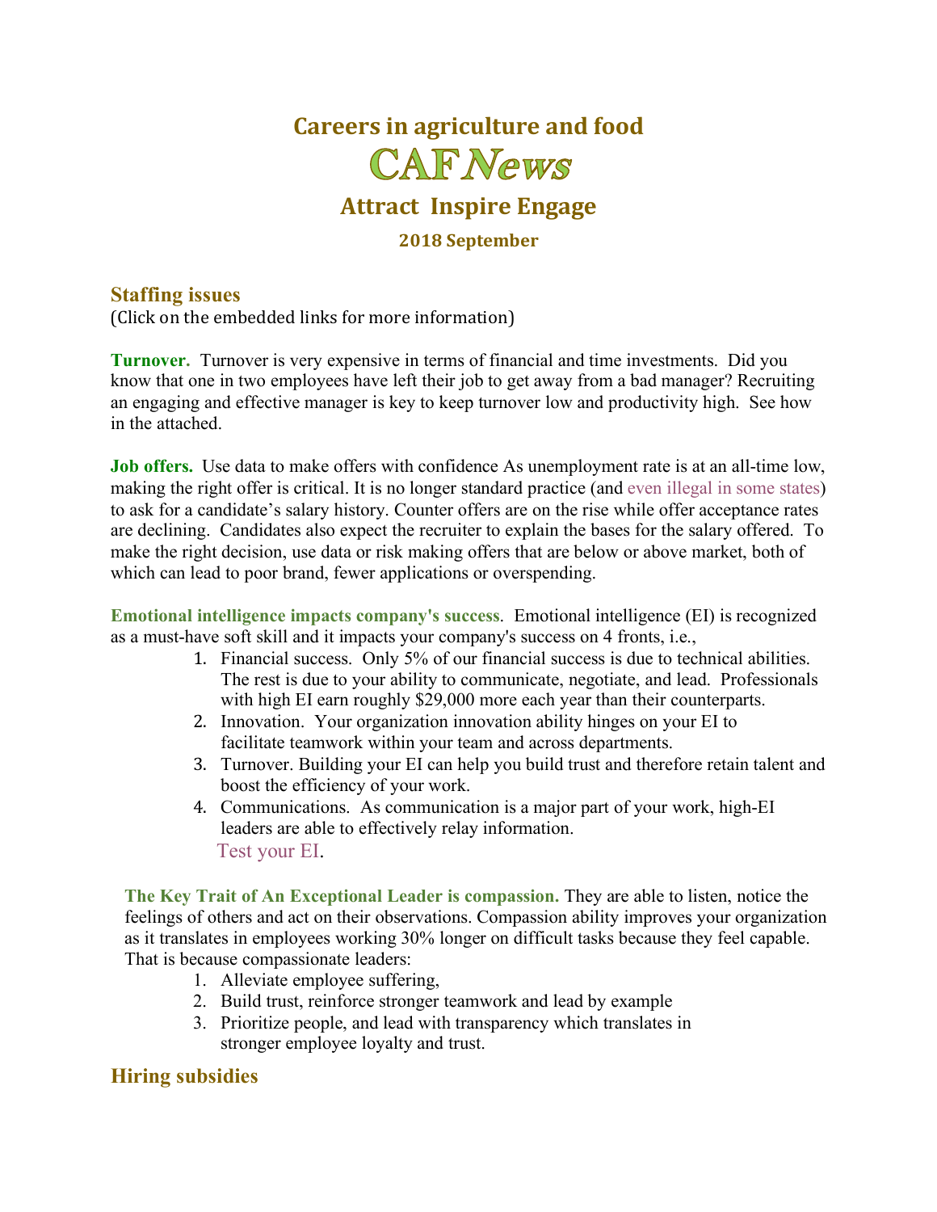# Careers in agriculture and food

# CAF *News*

## Attract Inspire Engage

### 2018 September

## Staffing issues

(Click on the embedded links for more information)

**Turnover.** Turnover is very expensive in terms of financial and time investments. Did you know that one in two employees have left their job to get away from a bad manager? Recruiting an engaging and effective manager is key to keep turnover low and productivity high. See how in the attached.

**Job offers.** Use data to make offers with confidence As unemployment rate is at an all-time low, making the right offer is critical. It is no longer standard practice (and even illegal in some states) to ask for a candidate's salary history. Counter offers are on the rise while offer acceptance rates are declining. Candidates also expect the recruiter to explain the bases for the salary offered. To make the right decision, use data or risk making offers that are below or above market, both of which can lead to poor brand, fewer applications or overspending.

**Emotional intelligence impacts company's success**. Emotional intelligence (EI) is recognized as a must-have soft skill and it impacts your company's success on 4 fronts, i.e.,

1. Financial success. Only 5% of our financial success is due to technical abilities. The rest is due to your ability to communicate, negotiate, and lead. Professionals with high EI earn roughly $29,000 more each year than their counterparts.
2. Innovation. Your organization innovation ability hinges on your EI to facilitate teamwork within your team and across departments.
3. Turnover. Building your EI can help you build trust and therefore retain talent and boost the efficiency of your work.
4. Communications. As communication is a major part of your work, high-EI leaders are able to effectively relay information.

Test your EI.

**The Key Trait of An Exceptional Leader is compassion.** They are able to listen, notice the feelings of others and act on their observations. Compassion ability improves your organization as it translates in employees working 30% longer on difficult tasks because they feel capable. That is because compassionate leaders:

1. Alleviate employee suffering,
2. Build trust, reinforce stronger teamwork and lead by example
3. Prioritize people, and lead with transparency which translates in stronger employee loyalty and trust.

## Hiring subsidies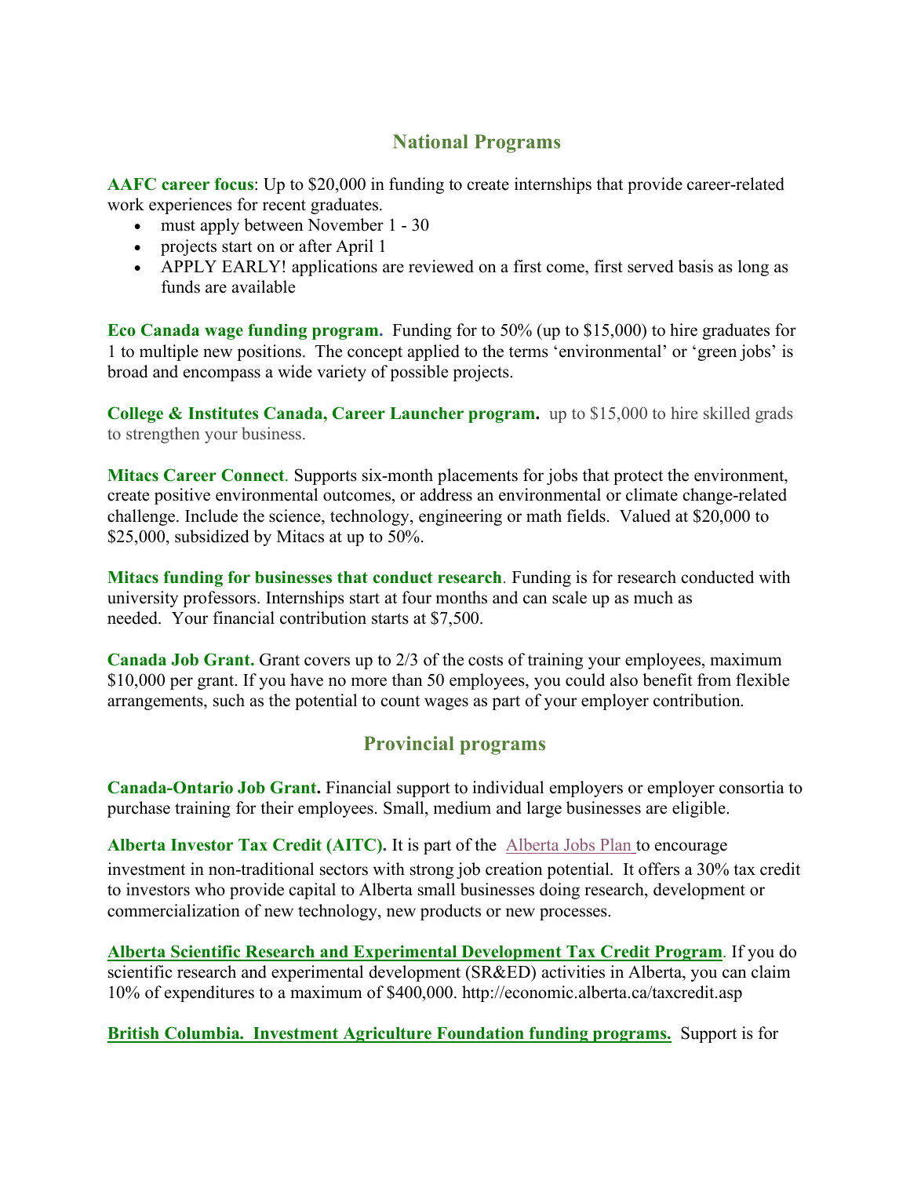## National Programs

**AAFC career focus**: Up to $20,000 in funding to create internships that provide career-related work experiences for recent graduates.

- must apply between November 1 - 30
- projects start on or after April 1
- APPLY EARLY! applications are reviewed on a first come, first served basis as long as funds are available

**Eco Canada wage funding program.** Funding for to 50% (up to $15,000) to hire graduates for 1 to multiple new positions. The concept applied to the terms 'environmental' or 'green jobs' is broad and encompass a wide variety of possible projects.

**College & Institutes Canada, Career Launcher program.** up to $15,000 to hire skilled grads to strengthen your business.

**Mitacs Career Connect**. Supports six-month placements for jobs that protect the environment, create positive environmental outcomes, or address an environmental or climate change-related challenge. Include the science, technology, engineering or math fields. Valued at $20,000 to $25,000, subsidized by Mitacs at up to 50%.

**Mitacs funding for businesses that conduct research**. Funding is for research conducted with university professors. Internships start at four months and can scale up as much as needed. Your financial contribution starts at $7,500.

**Canada Job Grant.** Grant covers up to 2/3 of the costs of training your employees, maximum $10,000 per grant. If you have no more than 50 employees, you could also benefit from flexible arrangements, such as the potential to count wages as part of your employer contribution.

## Provincial programs

**Canada-Ontario Job Grant.** Financial support to individual employers or employer consortia to purchase training for their employees. Small, medium and large businesses are eligible.

**Alberta Investor Tax Credit (AITC).** It is part of the Alberta Jobs Plan to encourage investment in non-traditional sectors with strong job creation potential. It offers a 30% tax credit to investors who provide capital to Alberta small businesses doing research, development or commercialization of new technology, new products or new processes.

**Alberta Scientific Research and Experimental Development Tax Credit Program**. If you do scientific research and experimental development (SR&ED) activities in Alberta, you can claim 10% of expenditures to a maximum of $400,000. http://economic.alberta.ca/taxcredit.asp

**British Columbia. Investment Agriculture Foundation funding programs.** Support is for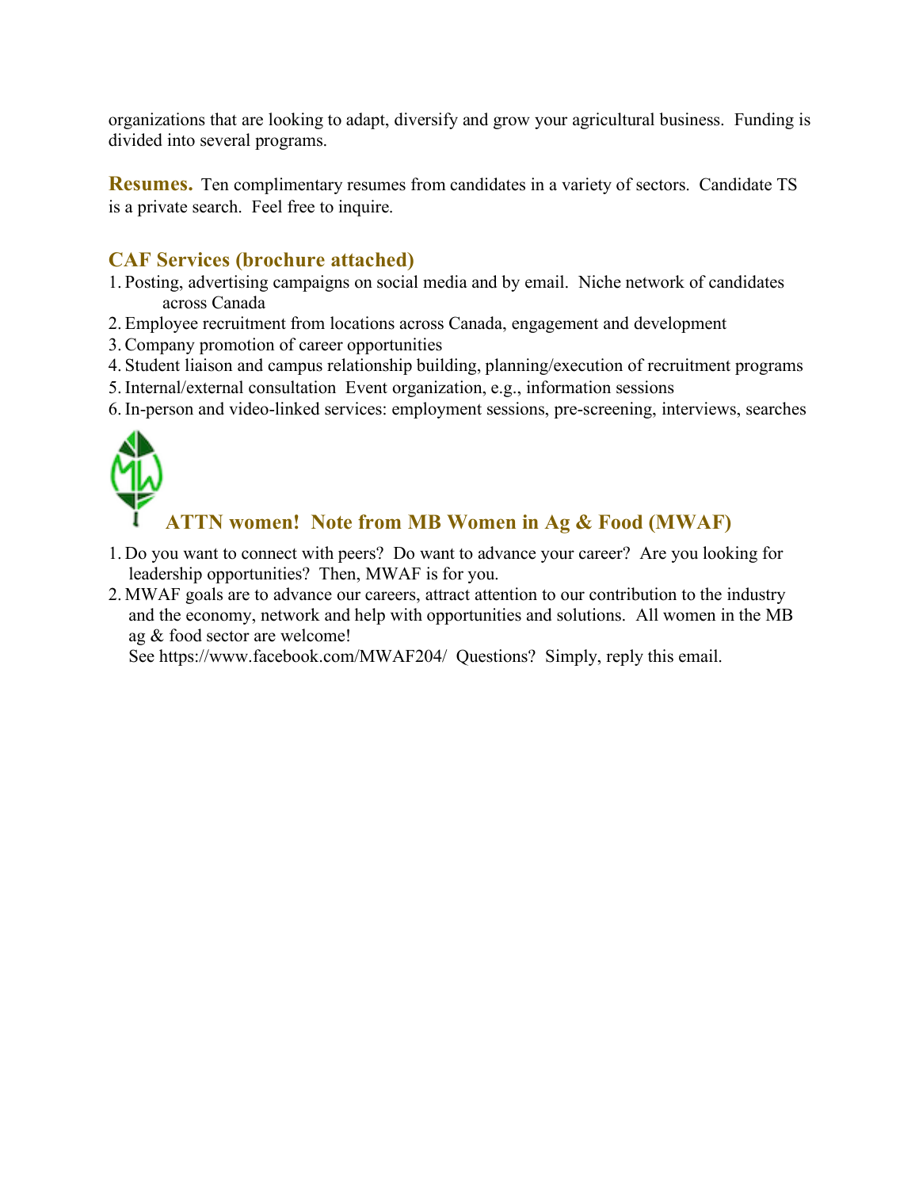organizations that are looking to adapt, diversify and grow your agricultural business. Funding is divided into several programs.

**Resumes.** Ten complimentary resumes from candidates in a variety of sectors. Candidate TS is a private search. Feel free to inquire.

## CAF Services (brochure attached)

1. Posting, advertising campaigns on social media and by email. Niche network of candidates across Canada
2. Employee recruitment from locations across Canada, engagement and development
3. Company promotion of career opportunities
4. Student liaison and campus relationship building, planning/execution of recruitment programs
5. Internal/external consultation Event organization, e.g., information sessions
6. In-person and video-linked services: employment sessions, pre-screening, interviews, searches

## ATTN women! Note from MB Women in Ag & Food (MWAF)

1. Do you want to connect with peers? Do want to advance your career? Are you looking for leadership opportunities? Then, MWAF is for you.
2. MWAF goals are to advance our careers, attract attention to our contribution to the industry and the economy, network and help with opportunities and solutions. All women in the MB ag & food sector are welcome!
   See https://www.facebook.com/MWAF204/ Questions? Simply, reply this email.